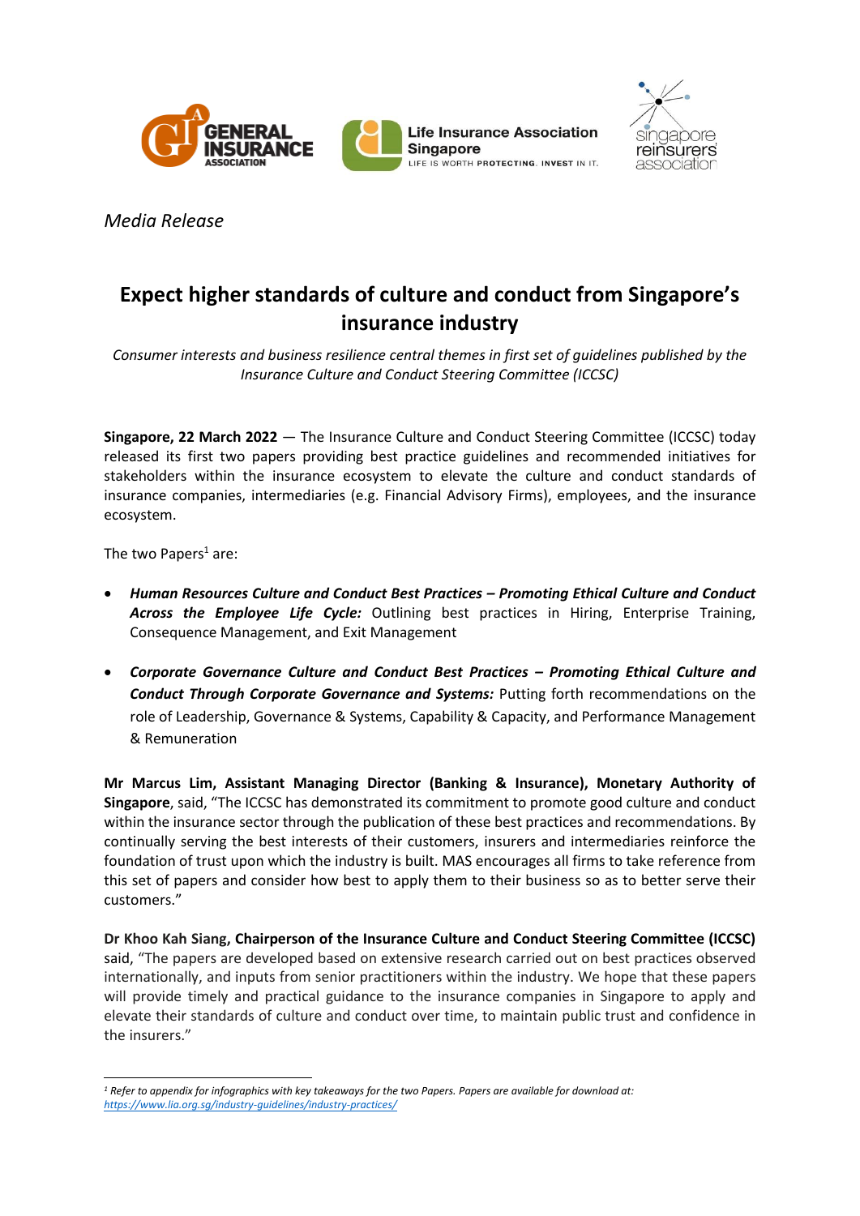*Media Release*

# Expect higher standards of culture and conduct from Singapore's insurance industry

*Consumer interests and business resilience central themes in first set of guidelines published by the Insurance Culture and Conduct Steering Committee (ICCSC)*

**Singapore, 22 March 2022** — The Insurance Culture and Conduct Steering Committee (ICCSC) today released its first two papers providing best practice guidelines and recommended initiatives for stakeholders within the insurance ecosystem to elevate the culture and conduct standards of insurance companies, intermediaries (e.g. Financial Advisory Firms), employees, and the insurance ecosystem.

The two Papers[1] are:

- ***Human Resources Culture and Conduct Best Practices – Promoting Ethical Culture and Conduct Across the Employee Life Cycle:*** Outlining best practices in Hiring, Enterprise Training, Consequence Management, and Exit Management
- ***Corporate Governance Culture and Conduct Best Practices – Promoting Ethical Culture and Conduct Through Corporate Governance and Systems:*** Putting forth recommendations on the role of Leadership, Governance & Systems, Capability & Capacity, and Performance Management & Remuneration

**Mr Marcus Lim, Assistant Managing Director (Banking & Insurance), Monetary Authority of Singapore**, said, "The ICCSC has demonstrated its commitment to promote good culture and conduct within the insurance sector through the publication of these best practices and recommendations. By continually serving the best interests of their customers, insurers and intermediaries reinforce the foundation of trust upon which the industry is built. MAS encourages all firms to take reference from this set of papers and consider how best to apply them to their business so as to better serve their customers."

**Dr Khoo Kah Siang, Chairperson of the Insurance Culture and Conduct Steering Committee (ICCSC)** said, "The papers are developed based on extensive research carried out on best practices observed internationally, and inputs from senior practitioners within the industry. We hope that these papers will provide timely and practical guidance to the insurance companies in Singapore to apply and elevate their standards of culture and conduct over time, to maintain public trust and confidence in the insurers."

---

[1] *Refer to appendix for infographics with key takeaways for the two Papers. Papers are available for download at:* https://www.lia.org.sg/industry-guidelines/industry-practices/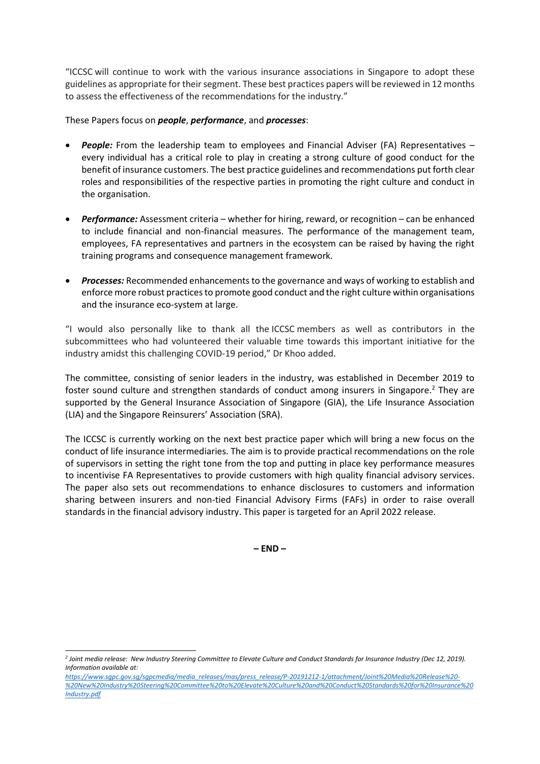"ICCSC will continue to work with the various insurance associations in Singapore to adopt these guidelines as appropriate for their segment. These best practices papers will be reviewed in 12 months to assess the effectiveness of the recommendations for the industry."

These Papers focus on ***people***, ***performance***, and ***processes***:

- ***People:*** From the leadership team to employees and Financial Adviser (FA) Representatives – every individual has a critical role to play in creating a strong culture of good conduct for the benefit of insurance customers. The best practice guidelines and recommendations put forth clear roles and responsibilities of the respective parties in promoting the right culture and conduct in the organisation.

- ***Performance:*** Assessment criteria – whether for hiring, reward, or recognition – can be enhanced to include financial and non-financial measures. The performance of the management team, employees, FA representatives and partners in the ecosystem can be raised by having the right training programs and consequence management framework.

- ***Processes:*** Recommended enhancements to the governance and ways of working to establish and enforce more robust practices to promote good conduct and the right culture within organisations and the insurance eco-system at large.

"I would also personally like to thank all the ICCSC members as well as contributors in the subcommittees who had volunteered their valuable time towards this important initiative for the industry amidst this challenging COVID-19 period," Dr Khoo added.

The committee, consisting of senior leaders in the industry, was established in December 2019 to foster sound culture and strengthen standards of conduct among insurers in Singapore.[2] They are supported by the General Insurance Association of Singapore (GIA), the Life Insurance Association (LIA) and the Singapore Reinsurers' Association (SRA).

The ICCSC is currently working on the next best practice paper which will bring a new focus on the conduct of life insurance intermediaries. The aim is to provide practical recommendations on the role of supervisors in setting the right tone from the top and putting in place key performance measures to incentivise FA Representatives to provide customers with high quality financial advisory services. The paper also sets out recommendations to enhance disclosures to customers and information sharing between insurers and non-tied Financial Advisory Firms (FAFs) in order to raise overall standards in the financial advisory industry. This paper is targeted for an April 2022 release.

**– END –**

[2] *Joint media release: New Industry Steering Committee to Elevate Culture and Conduct Standards for Insurance Industry (Dec 12, 2019). Information available at:* *https://www.sgpc.gov.sg/sgpcmedia/media_releases/mas/press_release/P-20191212-1/attachment/Joint%20Media%20Release%20-%20New%20Industry%20Steering%20Committee%20to%20Elevate%20Culture%20and%20Conduct%20Standards%20for%20Insurance%20Industry.pdf*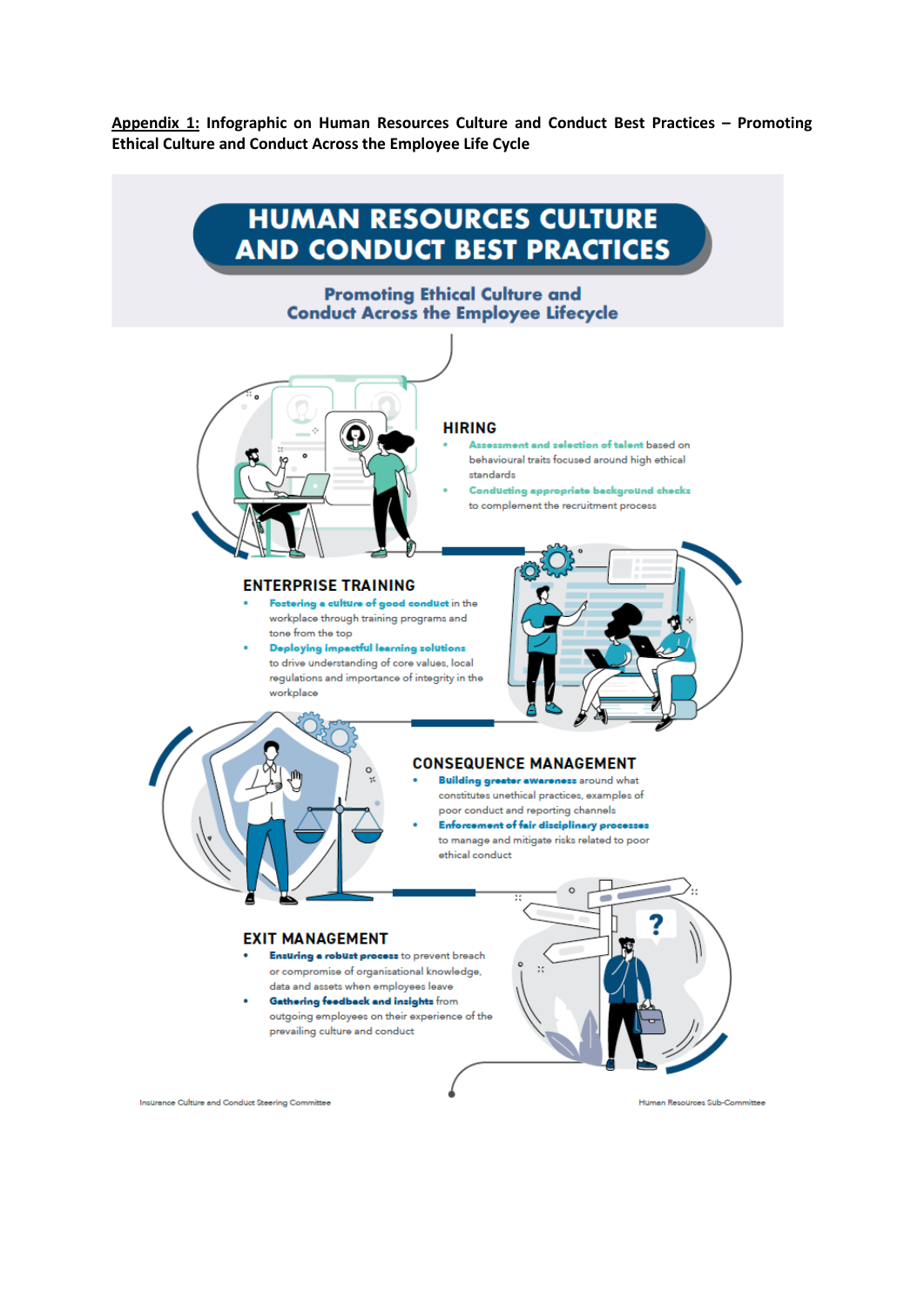**<u>Appendix 1:</u> Infographic on Human Resources Culture and Conduct Best Practices – Promoting Ethical Culture and Conduct Across the Employee Life Cycle**

# HUMAN RESOURCES CULTURE AND CONDUCT BEST PRACTICES

## Promoting Ethical Culture and Conduct Across the Employee Lifecycle

### HIRING

- **Assessment and selection of talent** based on behavioural traits focused around high ethical standards
- **Conducting appropriate background checks** to complement the recruitment process

### ENTERPRISE TRAINING

- **Fostering a culture of good conduct** in the workplace through training programs and tone from the top
- **Deploying impactful learning solutions** to drive understanding of core values, local regulations and importance of integrity in the workplace

### CONSEQUENCE MANAGEMENT

- **Building greater awareness** around what constitutes unethical practices, examples of poor conduct and reporting channels
- **Enforcement of fair disciplinary processes** to manage and mitigate risks related to poor ethical conduct

### EXIT MANAGEMENT

- **Ensuring a robust process** to prevent breach or compromise of organisational knowledge, data and assets when employees leave
- **Gathering feedback and insights** from outgoing employees on their experience of the prevailing culture and conduct

Insurance Culture and Conduct Steering Committee

Human Resources Sub-Committee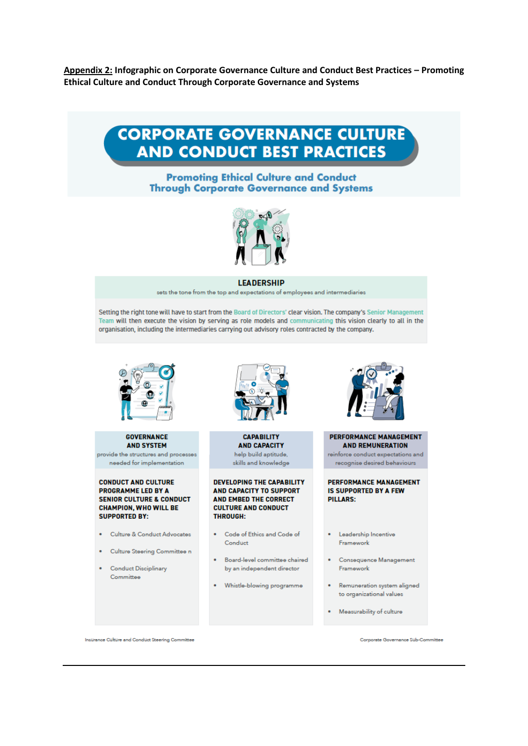**<u>Appendix 2:</u> Infographic on Corporate Governance Culture and Conduct Best Practices – Promoting Ethical Culture and Conduct Through Corporate Governance and Systems**

# CORPORATE GOVERNANCE CULTURE AND CONDUCT BEST PRACTICES

## Promoting Ethical Culture and Conduct Through Corporate Governance and Systems

### LEADERSHIP

sets the tone from the top and expectations of employees and intermediaries

Setting the right tone will have to start from the Board of Directors' clear vision. The company's Senior Management Team will then execute the vision by serving as role models and communicating this vision clearly to all in the organisation, including the intermediaries carrying out advisory roles contracted by the company.

### GOVERNANCE AND SYSTEM

provide the structures and processes needed for implementation

**CONDUCT AND CULTURE PROGRAMME LED BY A SENIOR CULTURE & CONDUCT CHAMPION, WHO WILL BE SUPPORTED BY:**

- Culture & Conduct Advocates
- Culture Steering Committee n
- Conduct Disciplinary Committee

### CAPABILITY AND CAPACITY

help build aptitude, skills and knowledge

**DEVELOPING THE CAPABILITY AND CAPACITY TO SUPPORT AND EMBED THE CORRECT CULTURE AND CONDUCT THROUGH:**

- Code of Ethics and Code of Conduct
- Board-level committee chaired by an independent director
- Whistle-blowing programme

### PERFORMANCE MANAGEMENT AND REMUNERATION

reinforce conduct expectations and recognise desired behaviours

**PERFORMANCE MANAGEMENT IS SUPPORTED BY A FEW PILLARS:**

- Leadership Incentive Framework
- Consequence Management Framework
- Remuneration system aligned to organizational values
- Measurability of culture

Insurance Culture and Conduct Steering Committee

Corporate Governance Sub-Committee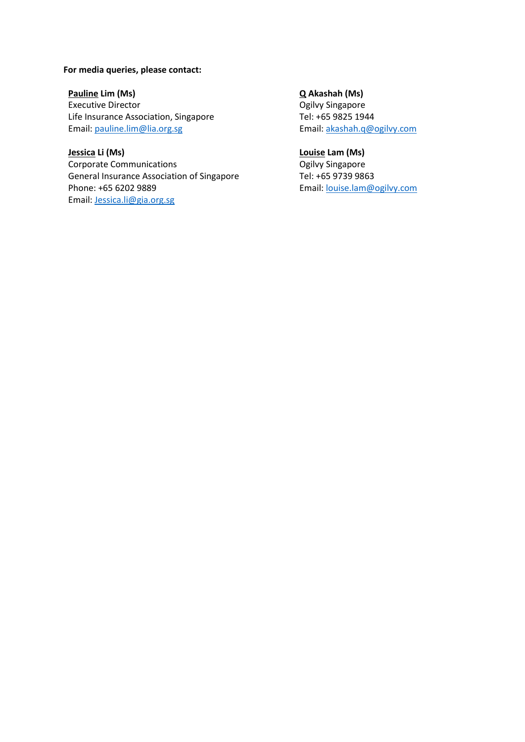**For media queries, please contact:**

**Pauline Lim (Ms)**
Executive Director
Life Insurance Association, Singapore
Email: pauline.lim@lia.org.sg

**Jessica Li (Ms)**
Corporate Communications
General Insurance Association of Singapore
Phone: +65 6202 9889
Email: Jessica.li@gia.org.sg

**Q Akashah (Ms)**
Ogilvy Singapore
Tel: +65 9825 1944
Email: akashah.q@ogilvy.com

**Louise Lam (Ms)**
Ogilvy Singapore
Tel: +65 9739 9863
Email: louise.lam@ogilvy.com